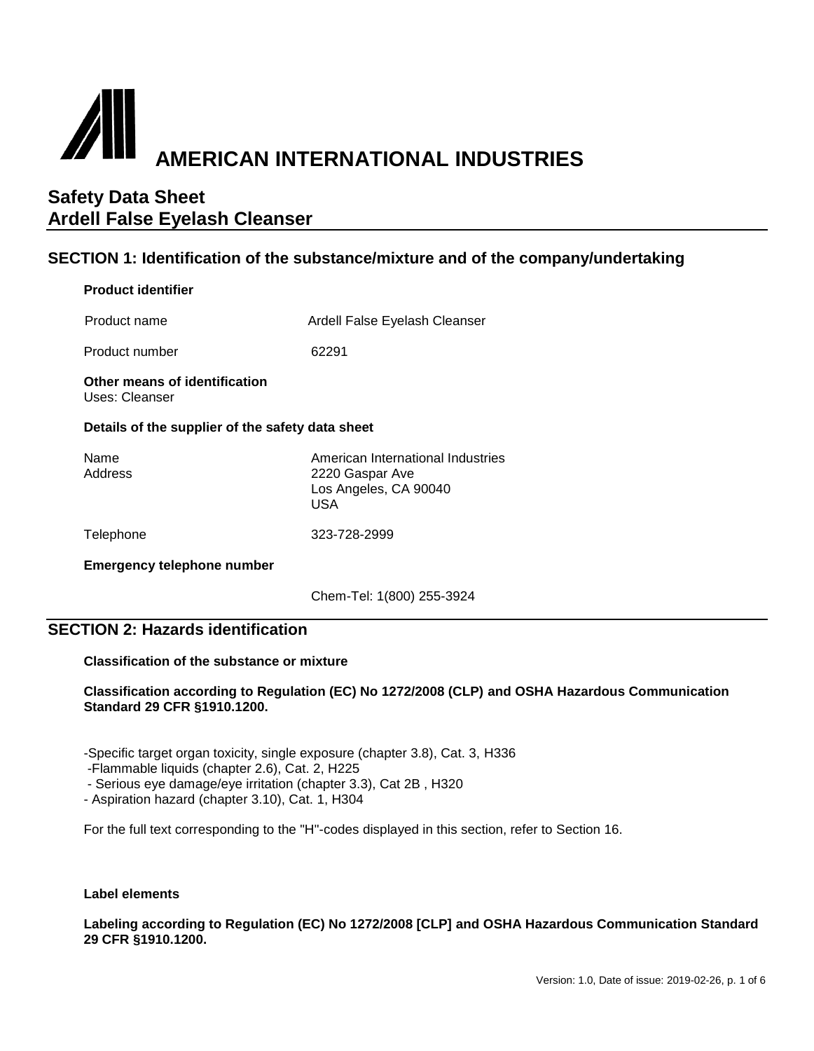# AMERICAN INTERNATIONAL INDUSTRIES

## Safety Data Sheet
## Ardell False Eyelash Cleanser

## SECTION 1: Identification of the substance/mixture and of the company/undertaking

**Product identifier**

| | |
|---|---|
| Product name | Ardell False Eyelash Cleanser |
| Product number | 62291 |

**Other means of identification**
Uses: Cleanser

**Details of the supplier of the safety data sheet**

| | |
|---|---|
| Name | American International Industries |
| Address | 2220 Gaspar Ave<br>Los Angeles, CA 90040<br>USA |
| Telephone | 323-728-2999 |

**Emergency telephone number**

Chem-Tel: 1(800) 255-3924

## SECTION 2: Hazards identification

**Classification of the substance or mixture**

**Classification according to Regulation (EC) No 1272/2008 (CLP) and OSHA Hazardous Communication Standard 29 CFR §1910.1200.**

-Specific target organ toxicity, single exposure (chapter 3.8), Cat. 3, H336
-Flammable liquids (chapter 2.6), Cat. 2, H225
- Serious eye damage/eye irritation (chapter 3.3), Cat 2B , H320
- Aspiration hazard (chapter 3.10), Cat. 1, H304

For the full text corresponding to the "H"-codes displayed in this section, refer to Section 16.

**Label elements**

**Labeling according to Regulation (EC) No 1272/2008 [CLP] and OSHA Hazardous Communication Standard 29 CFR §1910.1200.**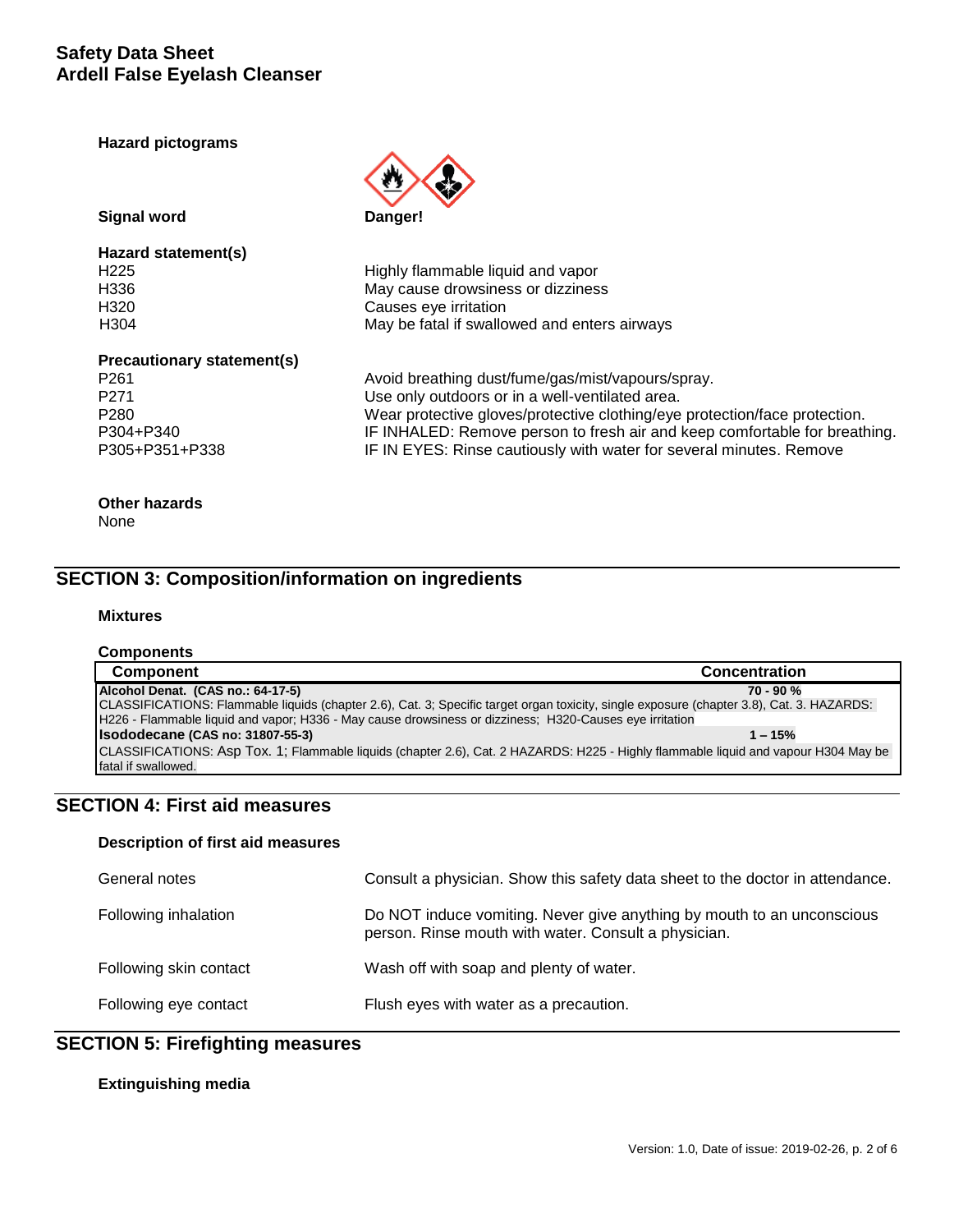**Hazard pictograms**

**Signal word** **Danger!**

**Hazard statement(s)**

| | |
|---|---|
| H225 | Highly flammable liquid and vapor |
| H336 | May cause drowsiness or dizziness |
| H320 | Causes eye irritation |
| H304 | May be fatal if swallowed and enters airways |

**Precautionary statement(s)**

| | |
|---|---|
| P261 | Avoid breathing dust/fume/gas/mist/vapours/spray. |
| P271 | Use only outdoors or in a well-ventilated area. |
| P280 | Wear protective gloves/protective clothing/eye protection/face protection. |
| P304+P340 | IF INHALED: Remove person to fresh air and keep comfortable for breathing. |
| P305+P351+P338 | IF IN EYES: Rinse cautiously with water for several minutes. Remove |

**Other hazards**

None

## SECTION 3: Composition/information on ingredients

**Mixtures**

**Components**

| Component | Concentration |
|---|---|
| **Alcohol Denat. (CAS no.: 64-17-5)** | **70 - 90 %** |
| CLASSIFICATIONS: Flammable liquids (chapter 2.6), Cat. 3; Specific target organ toxicity, single exposure (chapter 3.8), Cat. 3. HAZARDS: H226 - Flammable liquid and vapor; H336 - May cause drowsiness or dizziness; H320-Causes eye irritation | |
| **Isododecane (CAS no: 31807-55-3)** | **1 – 15%** |
| CLASSIFICATIONS: Asp Tox. 1; Flammable liquids (chapter 2.6), Cat. 2 HAZARDS: H225 - Highly flammable liquid and vapour H304 May be fatal if swallowed. | |

## SECTION 4: First aid measures

**Description of first aid measures**

| | |
|---|---|
| General notes | Consult a physician. Show this safety data sheet to the doctor in attendance. |
| Following inhalation | Do NOT induce vomiting. Never give anything by mouth to an unconscious person. Rinse mouth with water. Consult a physician. |
| Following skin contact | Wash off with soap and plenty of water. |
| Following eye contact | Flush eyes with water as a precaution. |

## SECTION 5: Firefighting measures

**Extinguishing media**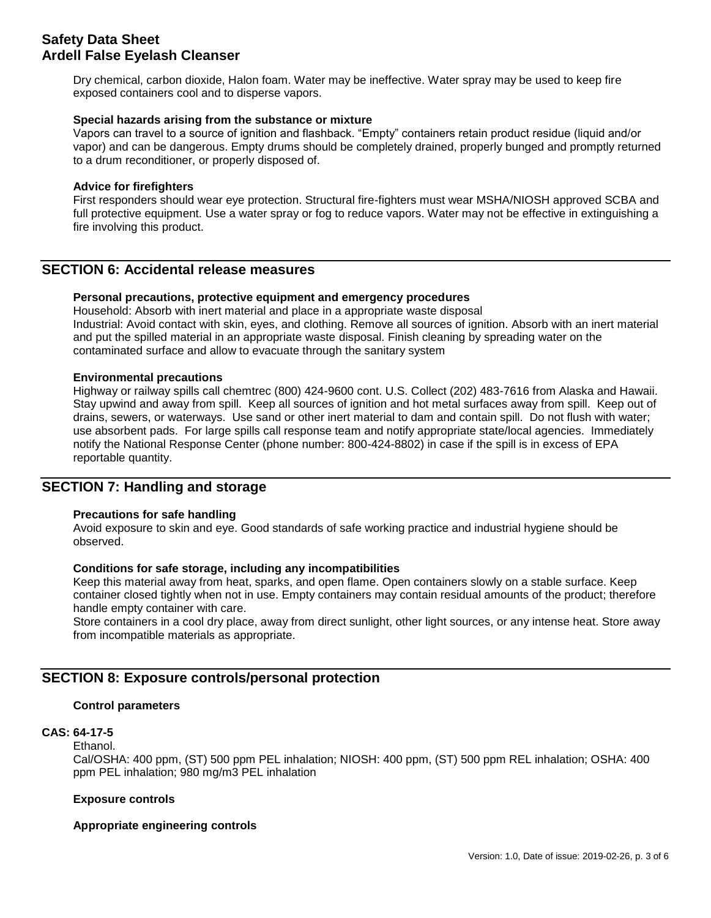Dry chemical, carbon dioxide, Halon foam. Water may be ineffective. Water spray may be used to keep fire exposed containers cool and to disperse vapors.

**Special hazards arising from the substance or mixture**

Vapors can travel to a source of ignition and flashback. "Empty" containers retain product residue (liquid and/or vapor) and can be dangerous. Empty drums should be completely drained, properly bunged and promptly returned to a drum reconditioner, or properly disposed of.

**Advice for firefighters**

First responders should wear eye protection. Structural fire-fighters must wear MSHA/NIOSH approved SCBA and full protective equipment. Use a water spray or fog to reduce vapors. Water may not be effective in extinguishing a fire involving this product.

## SECTION 6: Accidental release measures

**Personal precautions, protective equipment and emergency procedures**

Household: Absorb with inert material and place in a appropriate waste disposal
Industrial: Avoid contact with skin, eyes, and clothing. Remove all sources of ignition. Absorb with an inert material and put the spilled material in an appropriate waste disposal. Finish cleaning by spreading water on the contaminated surface and allow to evacuate through the sanitary system

**Environmental precautions**

Highway or railway spills call chemtrec (800) 424-9600 cont. U.S. Collect (202) 483-7616 from Alaska and Hawaii. Stay upwind and away from spill. Keep all sources of ignition and hot metal surfaces away from spill. Keep out of drains, sewers, or waterways. Use sand or other inert material to dam and contain spill. Do not flush with water; use absorbent pads. For large spills call response team and notify appropriate state/local agencies. Immediately notify the National Response Center (phone number: 800-424-8802) in case if the spill is in excess of EPA reportable quantity.

## SECTION 7: Handling and storage

**Precautions for safe handling**

Avoid exposure to skin and eye. Good standards of safe working practice and industrial hygiene should be observed.

**Conditions for safe storage, including any incompatibilities**

Keep this material away from heat, sparks, and open flame. Open containers slowly on a stable surface. Keep container closed tightly when not in use. Empty containers may contain residual amounts of the product; therefore handle empty container with care.
Store containers in a cool dry place, away from direct sunlight, other light sources, or any intense heat. Store away from incompatible materials as appropriate.

## SECTION 8: Exposure controls/personal protection

**Control parameters**

**CAS: 64-17-5**

Ethanol.
Cal/OSHA: 400 ppm, (ST) 500 ppm PEL inhalation; NIOSH: 400 ppm, (ST) 500 ppm REL inhalation; OSHA: 400 ppm PEL inhalation; 980 mg/m3 PEL inhalation

**Exposure controls**

**Appropriate engineering controls**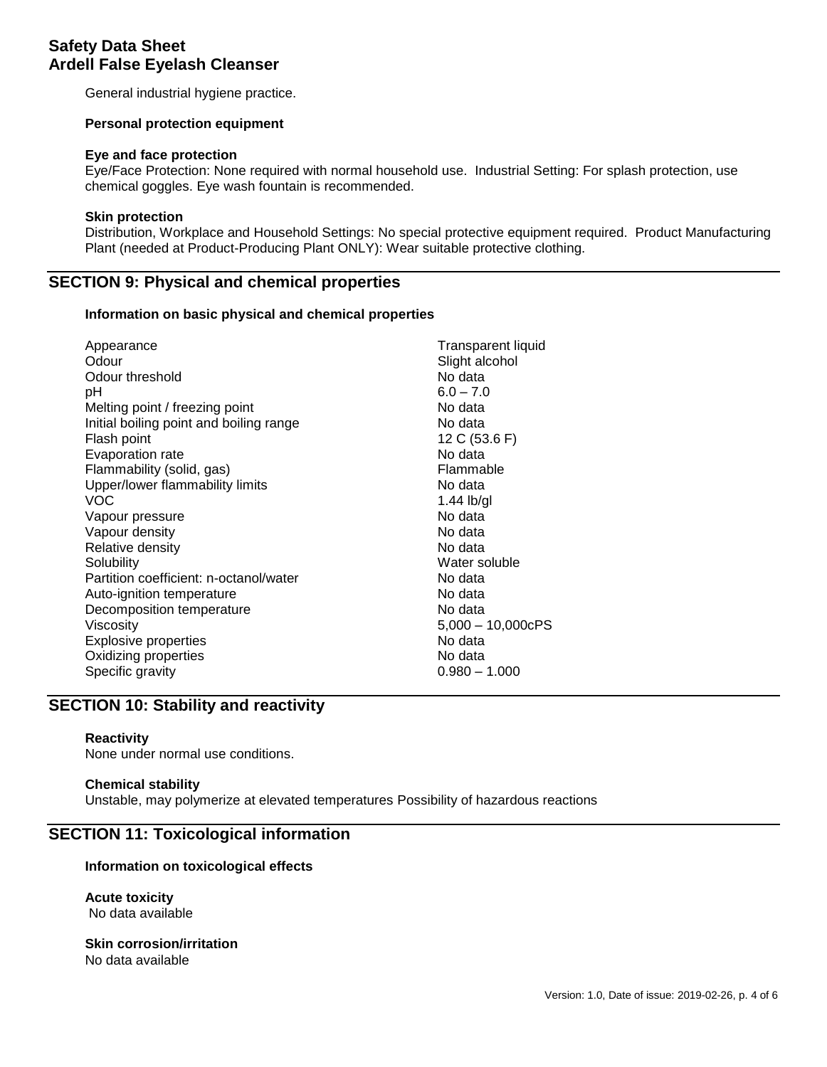General industrial hygiene practice.

**Personal protection equipment**

**Eye and face protection**

Eye/Face Protection: None required with normal household use. Industrial Setting: For splash protection, use chemical goggles. Eye wash fountain is recommended.

**Skin protection**

Distribution, Workplace and Household Settings: No special protective equipment required. Product Manufacturing Plant (needed at Product-Producing Plant ONLY): Wear suitable protective clothing.

## SECTION 9: Physical and chemical properties

**Information on basic physical and chemical properties**

| Property | Value |
|---|---|
| Appearance | Transparent liquid |
| Odour | Slight alcohol |
| Odour threshold | No data |
| pH | 6.0 – 7.0 |
| Melting point / freezing point | No data |
| Initial boiling point and boiling range | No data |
| Flash point | 12 C (53.6 F) |
| Evaporation rate | No data |
| Flammability (solid, gas) | Flammable |
| Upper/lower flammability limits | No data |
| VOC | 1.44 lb/gl |
| Vapour pressure | No data |
| Vapour density | No data |
| Relative density | No data |
| Solubility | Water soluble |
| Partition coefficient: n-octanol/water | No data |
| Auto-ignition temperature | No data |
| Decomposition temperature | No data |
| Viscosity | 5,000 – 10,000cPS |
| Explosive properties | No data |
| Oxidizing properties | No data |
| Specific gravity | 0.980 – 1.000 |

## SECTION 10: Stability and reactivity

**Reactivity**

None under normal use conditions.

**Chemical stability**

Unstable, may polymerize at elevated temperatures Possibility of hazardous reactions

## SECTION 11: Toxicological information

**Information on toxicological effects**

**Acute toxicity**

No data available

**Skin corrosion/irritation**

No data available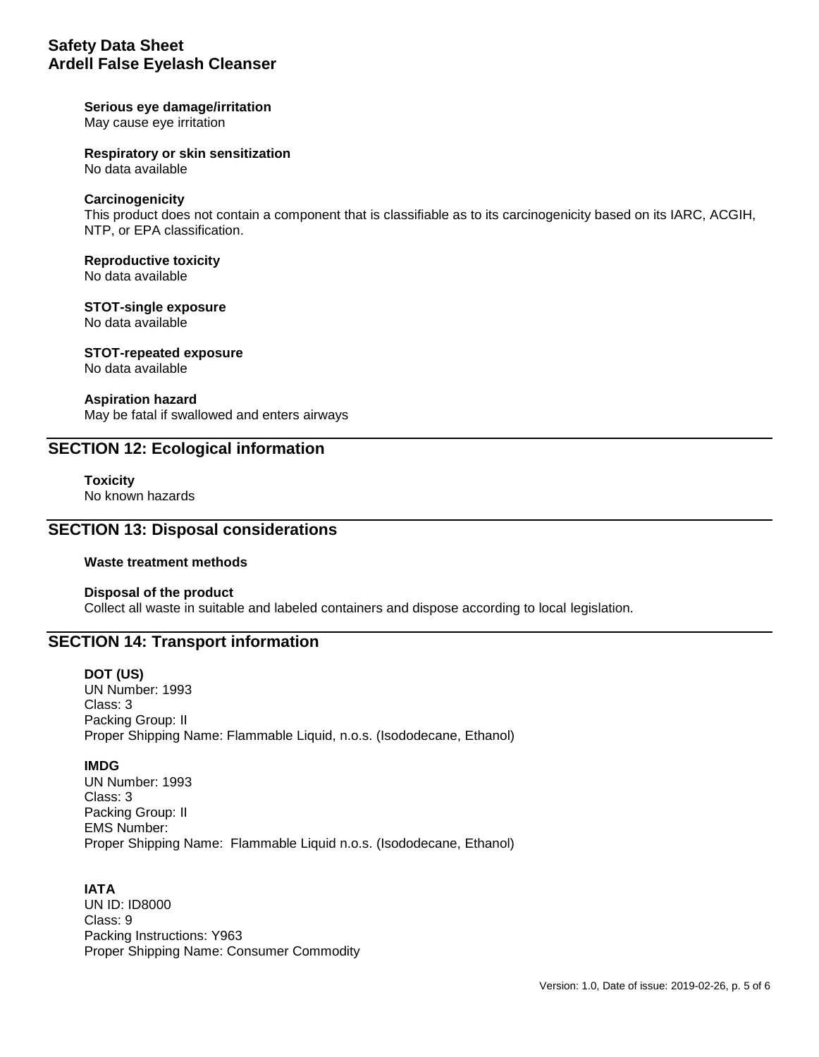**Serious eye damage/irritation**
May cause eye irritation

**Respiratory or skin sensitization**
No data available

**Carcinogenicity**
This product does not contain a component that is classifiable as to its carcinogenicity based on its IARC, ACGIH, NTP, or EPA classification.

**Reproductive toxicity**
No data available

**STOT-single exposure**
No data available

**STOT-repeated exposure**
No data available

**Aspiration hazard**
May be fatal if swallowed and enters airways

## SECTION 12: Ecological information

**Toxicity**
No known hazards

## SECTION 13: Disposal considerations

**Waste treatment methods**

**Disposal of the product**
Collect all waste in suitable and labeled containers and dispose according to local legislation.

## SECTION 14: Transport information

**DOT (US)**
UN Number: 1993
Class: 3
Packing Group: II
Proper Shipping Name: Flammable Liquid, n.o.s. (Isododecane, Ethanol)

**IMDG**
UN Number: 1993
Class: 3
Packing Group: II
EMS Number:
Proper Shipping Name: Flammable Liquid n.o.s. (Isododecane, Ethanol)

**IATA**
UN ID: ID8000
Class: 9
Packing Instructions: Y963
Proper Shipping Name: Consumer Commodity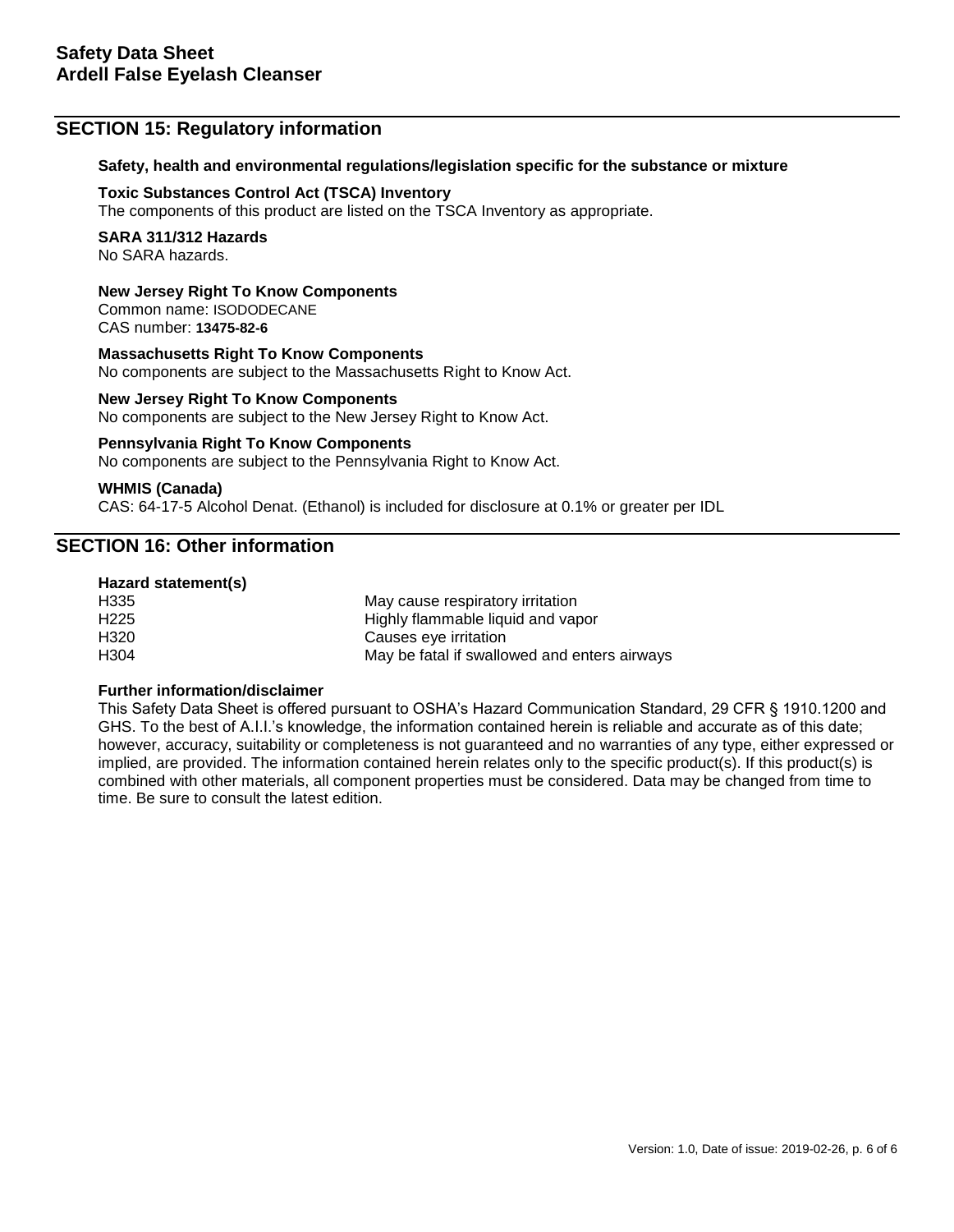## SECTION 15: Regulatory information

**Safety, health and environmental regulations/legislation specific for the substance or mixture**

**Toxic Substances Control Act (TSCA) Inventory**
The components of this product are listed on the TSCA Inventory as appropriate.

**SARA 311/312 Hazards**
No SARA hazards.

**New Jersey Right To Know Components**
Common name: ISODODECANE
CAS number: **13475-82-6**

**Massachusetts Right To Know Components**
No components are subject to the Massachusetts Right to Know Act.

**New Jersey Right To Know Components**
No components are subject to the New Jersey Right to Know Act.

**Pennsylvania Right To Know Components**
No components are subject to the Pennsylvania Right to Know Act.

**WHMIS (Canada)**
CAS: 64-17-5 Alcohol Denat. (Ethanol) is included for disclosure at 0.1% or greater per IDL

## SECTION 16: Other information

**Hazard statement(s)**

| | |
|---|---|
| H335 | May cause respiratory irritation |
| H225 | Highly flammable liquid and vapor |
| H320 | Causes eye irritation |
| H304 | May be fatal if swallowed and enters airways |

**Further information/disclaimer**
This Safety Data Sheet is offered pursuant to OSHA's Hazard Communication Standard, 29 CFR § 1910.1200 and GHS. To the best of A.I.I.'s knowledge, the information contained herein is reliable and accurate as of this date; however, accuracy, suitability or completeness is not guaranteed and no warranties of any type, either expressed or implied, are provided. The information contained herein relates only to the specific product(s). If this product(s) is combined with other materials, all component properties must be considered. Data may be changed from time to time. Be sure to consult the latest edition.